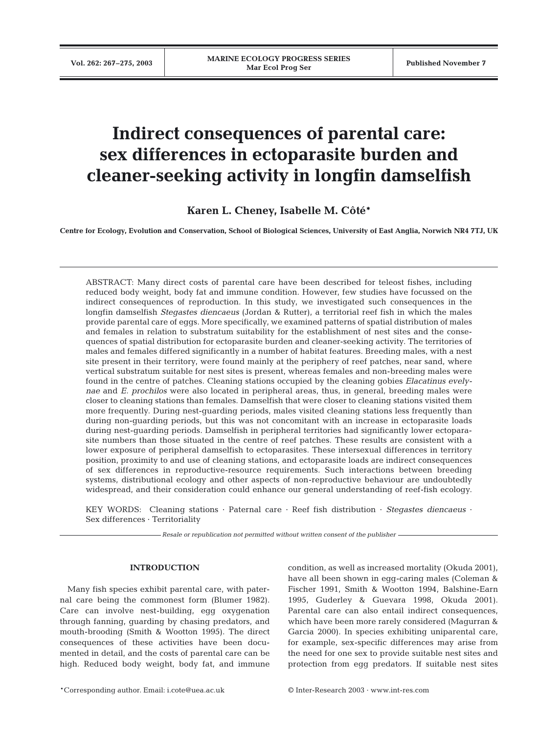# Indirect consequences of parental care: sex differences in ectoparasite burden and cleaner-seeking activity in longfin damselfish

**Karen L. Cheney, Isabelle M. Côté***

**Centre for Ecology, Evolution and Conservation, School of Biological Sciences, University of East Anglia, Norwich NR4 7TJ, UK**

ABSTRACT: Many direct costs of parental care have been described for teleost fishes, including reduced body weight, body fat and immune condition. However, few studies have focussed on the indirect consequences of reproduction. In this study, we investigated such consequences in the longfin damselfish *Stegastes diencaeus* (Jordan & Rutter), a territorial reef fish in which the males provide parental care of eggs. More specifically, we examined patterns of spatial distribution of males and females in relation to substratum suitability for the establishment of nest sites and the consequences of spatial distribution for ectoparasite burden and cleaner-seeking activity. The territories of males and females differed significantly in a number of habitat features. Breeding males, with a nest site present in their territory, were found mainly at the periphery of reef patches, near sand, where vertical substratum suitable for nest sites is present, whereas females and non-breeding males were found in the centre of patches. Cleaning stations occupied by the cleaning gobies *Elacatinus evelynae* and *E. prochilos* were also located in peripheral areas, thus, in general, breeding males were closer to cleaning stations than females. Damselfish that were closer to cleaning stations visited them more frequently. During nest-guarding periods, males visited cleaning stations less frequently than during non-guarding periods, but this was not concomitant with an increase in ectoparasite loads during nest-guarding periods. Damselfish in peripheral territories had significantly lower ectoparasite numbers than those situated in the centre of reef patches. These results are consistent with a lower exposure of peripheral damselfish to ectoparasites. These intersexual differences in territory position, proximity to and use of cleaning stations, and ectoparasite loads are indirect consequences of sex differences in reproductive-resource requirements. Such interactions between breeding systems, distributional ecology and other aspects of non-reproductive behaviour are undoubtedly widespread, and their consideration could enhance our general understanding of reef-fish ecology.

KEY WORDS: Cleaning stations · Paternal care · Reef fish distribution · *Stegastes diencaeus* · Sex differences · Territoriality

*Resale or republication not permitted without written consent of the publisher*

## INTRODUCTION

Many fish species exhibit parental care, with paternal care being the commonest form (Blumer 1982). Care can involve nest-building, egg oxygenation through fanning, guarding by chasing predators, and mouth-brooding (Smith & Wootton 1995). The direct consequences of these activities have been documented in detail, and the costs of parental care can be high. Reduced body weight, body fat, and immune condition, as well as increased mortality (Okuda 2001), have all been shown in egg-caring males (Coleman & Fischer 1991, Smith & Wootton 1994, Balshine-Earn 1995, Guderley & Guevara 1998, Okuda 2001). Parental care can also entail indirect consequences, which have been more rarely considered (Magurran & Garcia 2000). In species exhibiting uniparental care, for example, sex-specific differences may arise from the need for one sex to provide suitable nest sites and protection from egg predators. If suitable nest sites

*Corresponding author. Email: i.cote@uea.ac.uk

© Inter-Research 2003 · www.int-res.com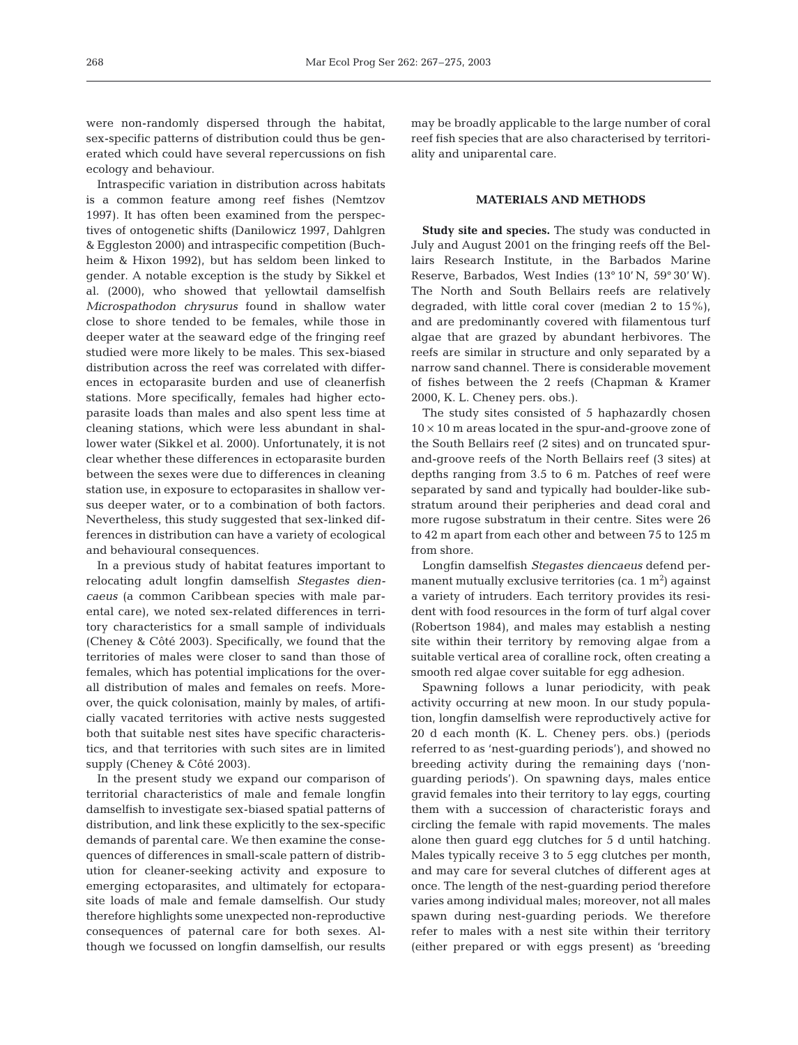were non-randomly dispersed through the habitat, sex-specific patterns of distribution could thus be generated which could have several repercussions on fish ecology and behaviour.

Intraspecific variation in distribution across habitats is a common feature among reef fishes (Nemtzov 1997). It has often been examined from the perspectives of ontogenetic shifts (Danilowicz 1997, Dahlgren & Eggleston 2000) and intraspecific competition (Buchheim & Hixon 1992), but has seldom been linked to gender. A notable exception is the study by Sikkel et al. (2000), who showed that yellowtail damselfish *Microspathodon chrysurus* found in shallow water close to shore tended to be females, while those in deeper water at the seaward edge of the fringing reef studied were more likely to be males. This sex-biased distribution across the reef was correlated with differences in ectoparasite burden and use of cleanerfish stations. More specifically, females had higher ectoparasite loads than males and also spent less time at cleaning stations, which were less abundant in shallower water (Sikkel et al. 2000). Unfortunately, it is not clear whether these differences in ectoparasite burden between the sexes were due to differences in cleaning station use, in exposure to ectoparasites in shallow versus deeper water, or to a combination of both factors. Nevertheless, this study suggested that sex-linked differences in distribution can have a variety of ecological and behavioural consequences.

In a previous study of habitat features important to relocating adult longfin damselfish *Stegastes diencaeus* (a common Caribbean species with male parental care), we noted sex-related differences in territory characteristics for a small sample of individuals (Cheney & Côté 2003). Specifically, we found that the territories of males were closer to sand than those of females, which has potential implications for the overall distribution of males and females on reefs. Moreover, the quick colonisation, mainly by males, of artificially vacated territories with active nests suggested both that suitable nest sites have specific characteristics, and that territories with such sites are in limited supply (Cheney & Côté 2003).

In the present study we expand our comparison of territorial characteristics of male and female longfin damselfish to investigate sex-biased spatial patterns of distribution, and link these explicitly to the sex-specific demands of parental care. We then examine the consequences of differences in small-scale pattern of distribution for cleaner-seeking activity and exposure to emerging ectoparasites, and ultimately for ectoparasite loads of male and female damselfish. Our study therefore highlights some unexpected non-reproductive consequences of paternal care for both sexes. Although we focussed on longfin damselfish, our results may be broadly applicable to the large number of coral reef fish species that are also characterised by territoriality and uniparental care.

## MATERIALS AND METHODS

**Study site and species.** The study was conducted in July and August 2001 on the fringing reefs off the Bellairs Research Institute, in the Barbados Marine Reserve, Barbados, West Indies (13° 10′ N, 59° 30′ W). The North and South Bellairs reefs are relatively degraded, with little coral cover (median 2 to 15%), and are predominantly covered with filamentous turf algae that are grazed by abundant herbivores. The reefs are similar in structure and only separated by a narrow sand channel. There is considerable movement of fishes between the 2 reefs (Chapman & Kramer 2000, K. L. Cheney pers. obs.).

The study sites consisted of 5 haphazardly chosen $10 \times 10$ m areas located in the spur-and-groove zone of the South Bellairs reef (2 sites) and on truncated spur-and-groove reefs of the North Bellairs reef (3 sites) at depths ranging from 3.5 to 6 m. Patches of reef were separated by sand and typically had boulder-like substratum around their peripheries and dead coral and more rugose substratum in their centre. Sites were 26 to 42 m apart from each other and between 75 to 125 m from shore.

Longfin damselfish *Stegastes diencaeus* defend permanent mutually exclusive territories (ca. 1 $m^2$) against a variety of intruders. Each territory provides its resident with food resources in the form of turf algal cover (Robertson 1984), and males may establish a nesting site within their territory by removing algae from a suitable vertical area of coralline rock, often creating a smooth red algae cover suitable for egg adhesion.

Spawning follows a lunar periodicity, with peak activity occurring at new moon. In our study population, longfin damselfish were reproductively active for 20 d each month (K. L. Cheney pers. obs.) (periods referred to as 'nest-guarding periods'), and showed no breeding activity during the remaining days ('non-guarding periods'). On spawning days, males entice gravid females into their territory to lay eggs, courting them with a succession of characteristic forays and circling the female with rapid movements. The males alone then guard egg clutches for 5 d until hatching. Males typically receive 3 to 5 egg clutches per month, and may care for several clutches of different ages at once. The length of the nest-guarding period therefore varies among individual males; moreover, not all males spawn during nest-guarding periods. We therefore refer to males with a nest site within their territory (either prepared or with eggs present) as 'breeding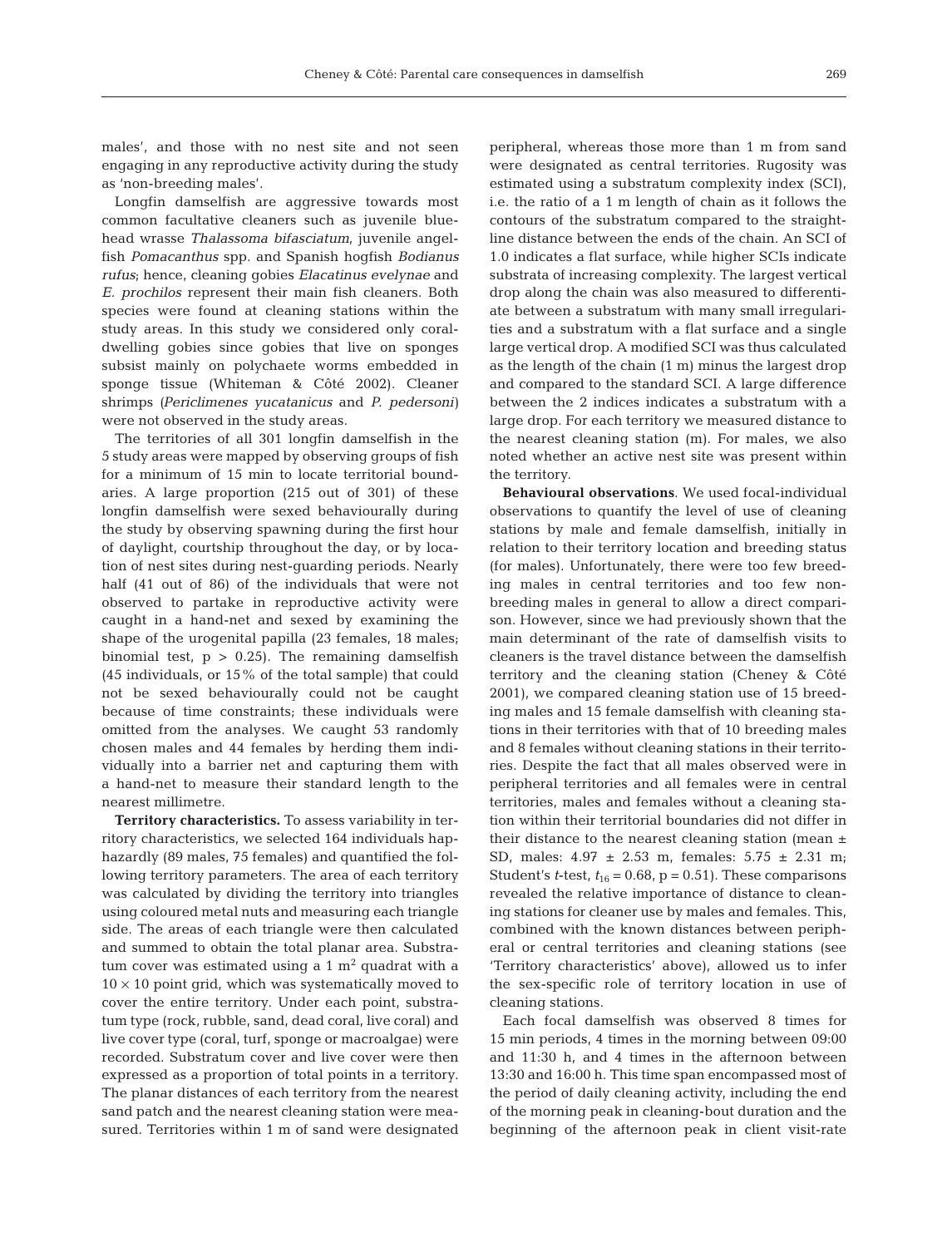males', and those with no nest site and not seen engaging in any reproductive activity during the study as 'non-breeding males'.

Longfin damselfish are aggressive towards most common facultative cleaners such as juvenile bluehead wrasse *Thalassoma bifasciatum*, juvenile angelfish *Pomacanthus* spp. and Spanish hogfish *Bodianus rufus*; hence, cleaning gobies *Elacatinus evelynae* and *E. prochilos* represent their main fish cleaners. Both species were found at cleaning stations within the study areas. In this study we considered only coral-dwelling gobies since gobies that live on sponges subsist mainly on polychaete worms embedded in sponge tissue (Whiteman & Côté 2002). Cleaner shrimps (*Periclimenes yucatanicus* and *P. pedersoni*) were not observed in the study areas.

The territories of all 301 longfin damselfish in the 5 study areas were mapped by observing groups of fish for a minimum of 15 min to locate territorial boundaries. A large proportion (215 out of 301) of these longfin damselfish were sexed behaviourally during the study by observing spawning during the first hour of daylight, courtship throughout the day, or by location of nest sites during nest-guarding periods. Nearly half (41 out of 86) of the individuals that were not observed to partake in reproductive activity were caught in a hand-net and sexed by examining the shape of the urogenital papilla (23 females, 18 males; binomial test, $p > 0.25$). The remaining damselfish (45 individuals, or 15% of the total sample) that could not be sexed behaviourally could not be caught because of time constraints; these individuals were omitted from the analyses. We caught 53 randomly chosen males and 44 females by herding them individually into a barrier net and capturing them with a hand-net to measure their standard length to the nearest millimetre.

**Territory characteristics.** To assess variability in territory characteristics, we selected 164 individuals haphazardly (89 males, 75 females) and quantified the following territory parameters. The area of each territory was calculated by dividing the territory into triangles using coloured metal nuts and measuring each triangle side. The areas of each triangle were then calculated and summed to obtain the total planar area. Substratum cover was estimated using a 1 $m^2$ quadrat with a $10 \times 10$ point grid, which was systematically moved to cover the entire territory. Under each point, substratum type (rock, rubble, sand, dead coral, live coral) and live cover type (coral, turf, sponge or macroalgae) were recorded. Substratum cover and live cover were then expressed as a proportion of total points in a territory. The planar distances of each territory from the nearest sand patch and the nearest cleaning station were measured. Territories within 1 m of sand were designated peripheral, whereas those more than 1 m from sand were designated as central territories. Rugosity was estimated using a substratum complexity index (SCI), i.e. the ratio of a 1 m length of chain as it follows the contours of the substratum compared to the straight-line distance between the ends of the chain. An SCI of 1.0 indicates a flat surface, while higher SCIs indicate substrata of increasing complexity. The largest vertical drop along the chain was also measured to differentiate between a substratum with many small irregularities and a substratum with a flat surface and a single large vertical drop. A modified SCI was thus calculated as the length of the chain (1 m) minus the largest drop and compared to the standard SCI. A large difference between the 2 indices indicates a substratum with a large drop. For each territory we measured distance to the nearest cleaning station (m). For males, we also noted whether an active nest site was present within the territory.

**Behavioural observations.** We used focal-individual observations to quantify the level of use of cleaning stations by male and female damselfish, initially in relation to their territory location and breeding status (for males). Unfortunately, there were too few breeding males in central territories and too few non-breeding males in general to allow a direct comparison. However, since we had previously shown that the main determinant of the rate of damselfish visits to cleaners is the travel distance between the damselfish territory and the cleaning station (Cheney & Côté 2001), we compared cleaning station use of 15 breeding males and 15 female damselfish with cleaning stations in their territories with that of 10 breeding males and 8 females without cleaning stations in their territories. Despite the fact that all males observed were in peripheral territories and all females were in central territories, males and females without a cleaning station within their territorial boundaries did not differ in their distance to the nearest cleaning station (mean ± SD, males: 4.97 ± 2.53 m, females: 5.75 ± 2.31 m; Student's *t*-test, $t_{16} = 0.68$, $p = 0.51$). These comparisons revealed the relative importance of distance to cleaning stations for cleaner use by males and females. This, combined with the known distances between peripheral or central territories and cleaning stations (see 'Territory characteristics' above), allowed us to infer the sex-specific role of territory location in use of cleaning stations.

Each focal damselfish was observed 8 times for 15 min periods, 4 times in the morning between 09:00 and 11:30 h, and 4 times in the afternoon between 13:30 and 16:00 h. This time span encompassed most of the period of daily cleaning activity, including the end of the morning peak in cleaning-bout duration and the beginning of the afternoon peak in client visit-rate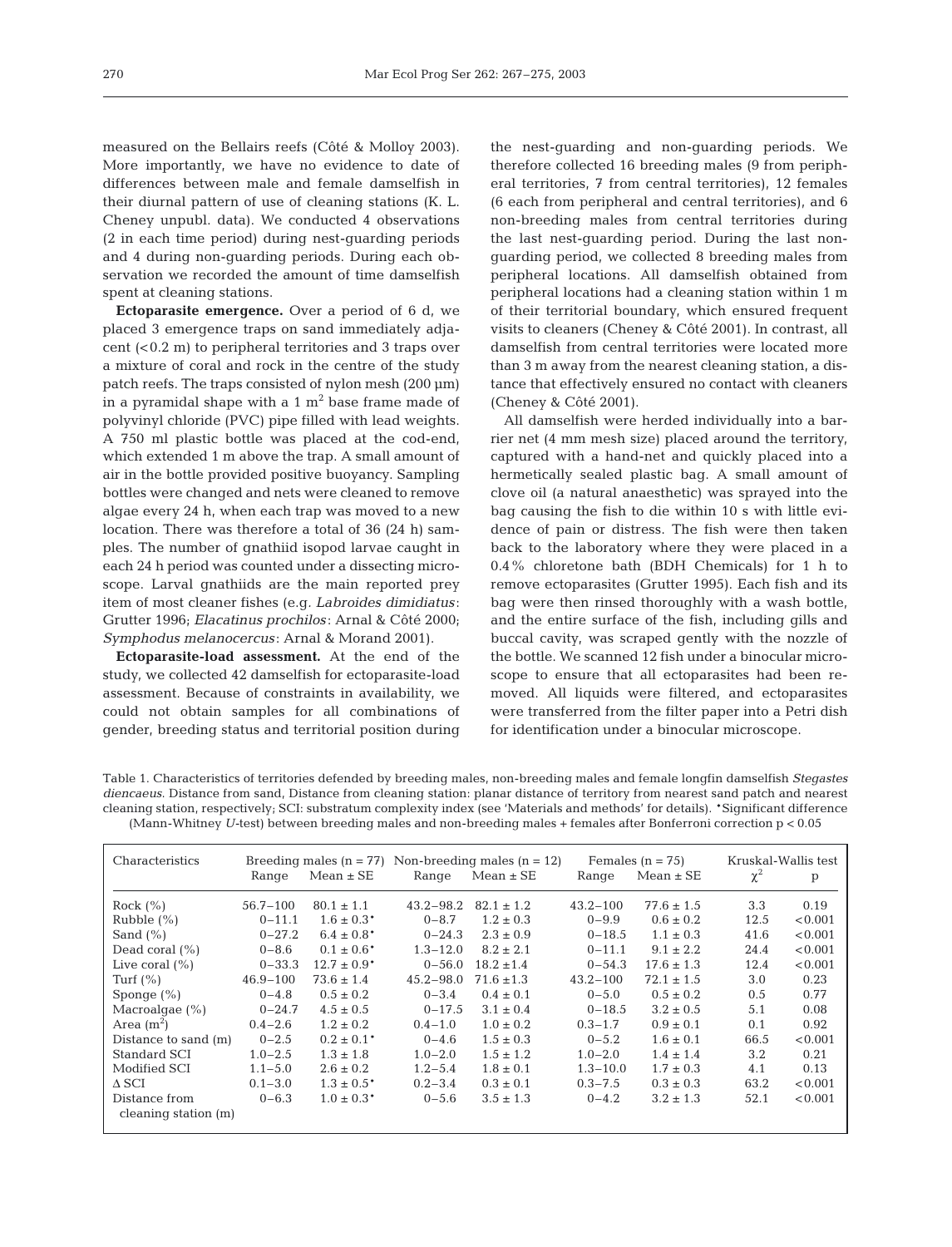measured on the Bellairs reefs (Côté & Molloy 2003). More importantly, we have no evidence to date of differences between male and female damselfish in their diurnal pattern of use of cleaning stations (K. L. Cheney unpubl. data). We conducted 4 observations (2 in each time period) during nest-guarding periods and 4 during non-guarding periods. During each observation we recorded the amount of time damselfish spent at cleaning stations.

**Ectoparasite emergence.** Over a period of 6 d, we placed 3 emergence traps on sand immediately adjacent (<0.2 m) to peripheral territories and 3 traps over a mixture of coral and rock in the centre of the study patch reefs. The traps consisted of nylon mesh (200 µm) in a pyramidal shape with a 1 $m^2$ base frame made of polyvinyl chloride (PVC) pipe filled with lead weights. A 750 ml plastic bottle was placed at the cod-end, which extended 1 m above the trap. A small amount of air in the bottle provided positive buoyancy. Sampling bottles were changed and nets were cleaned to remove algae every 24 h, when each trap was moved to a new location. There was therefore a total of 36 (24 h) samples. The number of gnathiid isopod larvae caught in each 24 h period was counted under a dissecting microscope. Larval gnathiids are the main reported prey item of most cleaner fishes (e.g. *Labroides dimidiatus*: Grutter 1996; *Elacatinus prochilos*: Arnal & Côté 2000; *Symphodus melanocercus*: Arnal & Morand 2001).

**Ectoparasite-load assessment.** At the end of the study, we collected 42 damselfish for ectoparasite-load assessment. Because of constraints in availability, we could not obtain samples for all combinations of gender, breeding status and territorial position during the nest-guarding and non-guarding periods. We therefore collected 16 breeding males (9 from peripheral territories, 7 from central territories), 12 females (6 each from peripheral and central territories), and 6 non-breeding males from central territories during the last nest-guarding period. During the last non-guarding period, we collected 8 breeding males from peripheral locations. All damselfish obtained from peripheral locations had a cleaning station within 1 m of their territorial boundary, which ensured frequent visits to cleaners (Cheney & Côté 2001). In contrast, all damselfish from central territories were located more than 3 m away from the nearest cleaning station, a distance that effectively ensured no contact with cleaners (Cheney & Côté 2001).

All damselfish were herded individually into a barrier net (4 mm mesh size) placed around the territory, captured with a hand-net and quickly placed into a hermetically sealed plastic bag. A small amount of clove oil (a natural anaesthetic) was sprayed into the bag causing the fish to die within 10 s with little evidence of pain or distress. The fish were then taken back to the laboratory where they were placed in a 0.4% chloretone bath (BDH Chemicals) for 1 h to remove ectoparasites (Grutter 1995). Each fish and its bag were then rinsed thoroughly with a wash bottle, and the entire surface of the fish, including gills and buccal cavity, was scraped gently with the nozzle of the bottle. We scanned 12 fish under a binocular microscope to ensure that all ectoparasites had been removed. All liquids were filtered, and ectoparasites were transferred from the filter paper into a Petri dish for identification under a binocular microscope.

Table 1. Characteristics of territories defended by breeding males, non-breeding males and female longfin damselfish *Stegastes diencaeus*. Distance from sand, Distance from cleaning station: planar distance of territory from nearest sand patch and nearest cleaning station, respectively; SCI: substratum complexity index (see 'Materials and methods' for details). *Significant difference (Mann-Whitney *U*-test) between breeding males and non-breeding males + females after Bonferroni correction $p < 0.05$

| Characteristics | Breeding males (n = 77) | | Non-breeding males (n = 12) | | Females (n = 75) | | Kruskal-Wallis test | |
|---|---|---|---|---|---|---|---|---|
| | Range | Mean ± SE | Range | Mean ± SE | Range | Mean ± SE | $\chi^2$ | p |
| Rock (%) | 56.7–100 | 80.1 ± 1.1 | 43.2–98.2 | 82.1 ± 1.2 | 43.2–100 | 77.6 ± 1.5 | 3.3 | 0.19 |
| Rubble (%) | 0–11.1 | 1.6 ± 0.3* | 0–8.7 | 1.2 ± 0.3 | 0–9.9 | 0.6 ± 0.2 | 12.5 | <0.001 |
| Sand (%) | 0–27.2 | 6.4 ± 0.8* | 0–24.3 | 2.3 ± 0.9 | 0–18.5 | 1.1 ± 0.3 | 41.6 | <0.001 |
| Dead coral (%) | 0–8.6 | 0.1 ± 0.6* | 1.3–12.0 | 8.2 ± 2.1 | 0–11.1 | 9.1 ± 2.2 | 24.4 | <0.001 |
| Live coral (%) | 0–33.3 | 12.7 ± 0.9* | 0–56.0 | 18.2 ±1.4 | 0–54.3 | 17.6 ± 1.3 | 12.4 | <0.001 |
| Turf (%) | 46.9–100 | 73.6 ± 1.4 | 45.2–98.0 | 71.6 ±1.3 | 43.2–100 | 72.1 ± 1.5 | 3.0 | 0.23 |
| Sponge (%) | 0–4.8 | 0.5 ± 0.2 | 0–3.4 | 0.4 ± 0.1 | 0–5.0 | 0.5 ± 0.2 | 0.5 | 0.77 |
| Macroalgae (%) | 0–24.7 | 4.5 ± 0.5 | 0–17.5 | 3.1 ± 0.4 | 0–18.5 | 3.2 ± 0.5 | 5.1 | 0.08 |
| Area ($m^2$) | 0.4–2.6 | 1.2 ± 0.2 | 0.4–1.0 | 1.0 ± 0.2 | 0.3–1.7 | 0.9 ± 0.1 | 0.1 | 0.92 |
| Distance to sand (m) | 0–2.5 | 0.2 ± 0.1* | 0–4.6 | 1.5 ± 0.3 | 0–5.2 | 1.6 ± 0.1 | 66.5 | <0.001 |
| Standard SCI | 1.0–2.5 | 1.3 ± 1.8 | 1.0–2.0 | 1.5 ± 1.2 | 1.0–2.0 | 1.4 ± 1.4 | 3.2 | 0.21 |
| Modified SCI | 1.1–5.0 | 2.6 ± 0.2 | 1.2–5.4 | 1.8 ± 0.1 | 1.3–10.0 | 1.7 ± 0.3 | 4.1 | 0.13 |
| Δ SCI | 0.1–3.0 | 1.3 ± 0.5* | 0.2–3.4 | 0.3 ± 0.1 | 0.3–7.5 | 0.3 ± 0.3 | 63.2 | <0.001 |
| Distance from cleaning station (m) | 0–6.3 | 1.0 ± 0.3* | 0–5.6 | 3.5 ± 1.3 | 0–4.2 | 3.2 ± 1.3 | 52.1 | <0.001 |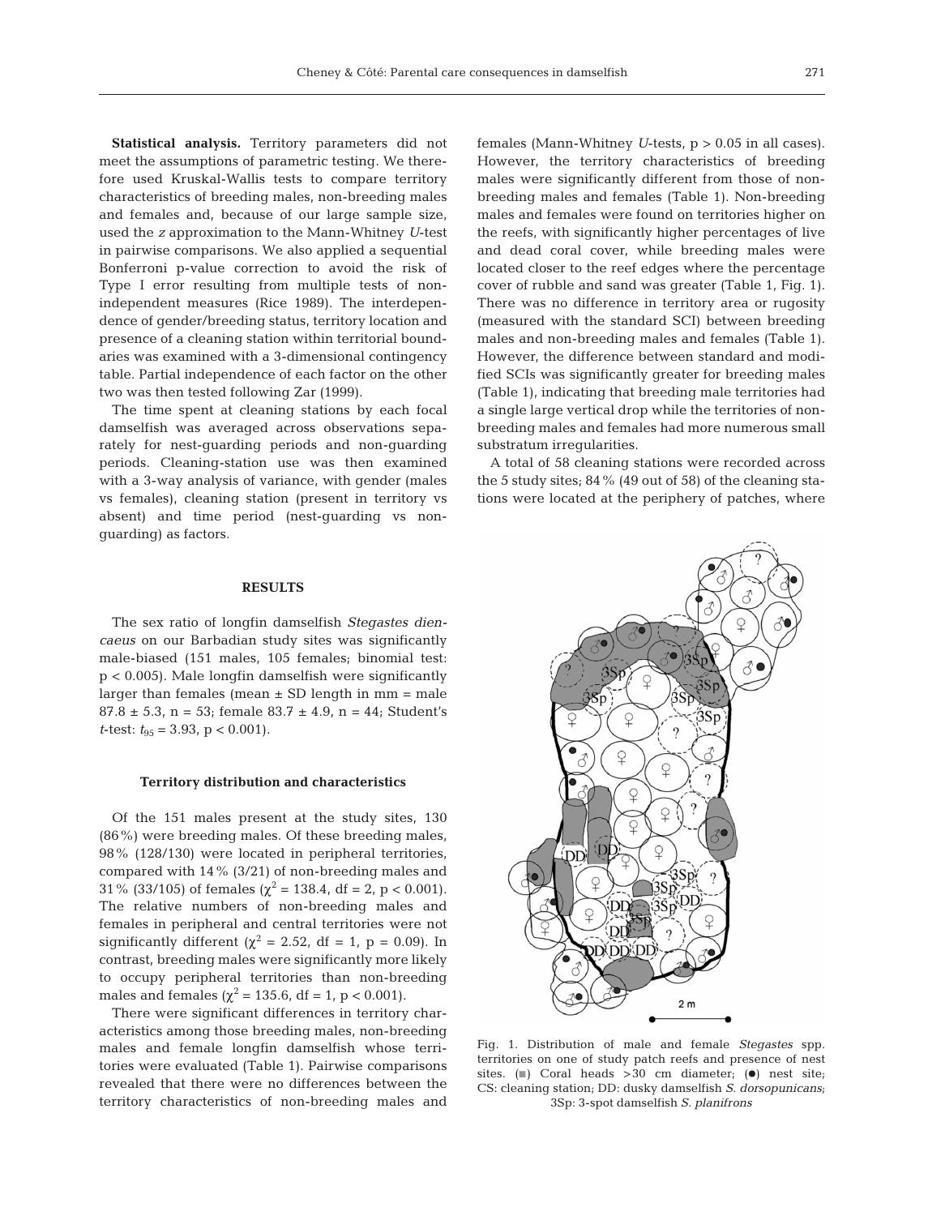**Statistical analysis.** Territory parameters did not meet the assumptions of parametric testing. We therefore used Kruskal-Wallis tests to compare territory characteristics of breeding males, non-breeding males and females and, because of our large sample size, used the *z* approximation to the Mann-Whitney *U*-test in pairwise comparisons. We also applied a sequential Bonferroni p-value correction to avoid the risk of Type I error resulting from multiple tests of non-independent measures (Rice 1989). The interdependence of gender/breeding status, territory location and presence of a cleaning station within territorial boundaries was examined with a 3-dimensional contingency table. Partial independence of each factor on the other two was then tested following Zar (1999).

The time spent at cleaning stations by each focal damselfish was averaged across observations separately for nest-guarding periods and non-guarding periods. Cleaning-station use was then examined with a 3-way analysis of variance, with gender (males vs females), cleaning station (present in territory vs absent) and time period (nest-guarding vs non-guarding) as factors.

## RESULTS

The sex ratio of longfin damselfish *Stegastes diencaeus* on our Barbadian study sites was significantly male-biased (151 males, 105 females; binomial test: $p < 0.005$). Male longfin damselfish were significantly larger than females (mean ± SD length in mm = male $87.8 \pm 5.3$, $n = 53$; female $83.7 \pm 4.9$, $n = 44$; Student's *t*-test: $t_{95} = 3.93$, $p < 0.001$).

### Territory distribution and characteristics

Of the 151 males present at the study sites, 130 (86%) were breeding males. Of these breeding males, 98% (128/130) were located in peripheral territories, compared with 14% (3/21) of non-breeding males and 31% (33/105) of females ($\chi^2 = 138.4$, df = 2, $p < 0.001$). The relative numbers of non-breeding males and females in peripheral and central territories were not significantly different ($\chi^2 = 2.52$, df = 1, $p = 0.09$). In contrast, breeding males were significantly more likely to occupy peripheral territories than non-breeding males and females ($\chi^2 = 135.6$, df = 1, $p < 0.001$).

There were significant differences in territory characteristics among those breeding males, non-breeding males and female longfin damselfish whose territories were evaluated (Table 1). Pairwise comparisons revealed that there were no differences between the territory characteristics of non-breeding males and females (Mann-Whitney *U*-tests, $p > 0.05$ in all cases). However, the territory characteristics of breeding males were significantly different from those of non-breeding males and females (Table 1). Non-breeding males and females were found on territories higher on the reefs, with significantly higher percentages of live and dead coral cover, while breeding males were located closer to the reef edges where the percentage cover of rubble and sand was greater (Table 1, Fig. 1). There was no difference in territory area or rugosity (measured with the standard SCI) between breeding males and non-breeding males and females (Table 1). However, the difference between standard and modified SCIs was significantly greater for breeding males (Table 1), indicating that breeding male territories had a single large vertical drop while the territories of non-breeding males and females had more numerous small substratum irregularities.

A total of 58 cleaning stations were recorded across the 5 study sites; 84% (49 out of 58) of the cleaning stations were located at the periphery of patches, where

Fig. 1. Distribution of male and female *Stegastes* spp. territories on one of study patch reefs and presence of nest sites. (■) Coral heads >30 cm diameter; (●) nest site; CS: cleaning station; DD: dusky damselfish *S. dorsopunicans*; 3Sp: 3-spot damselfish *S. planifrons*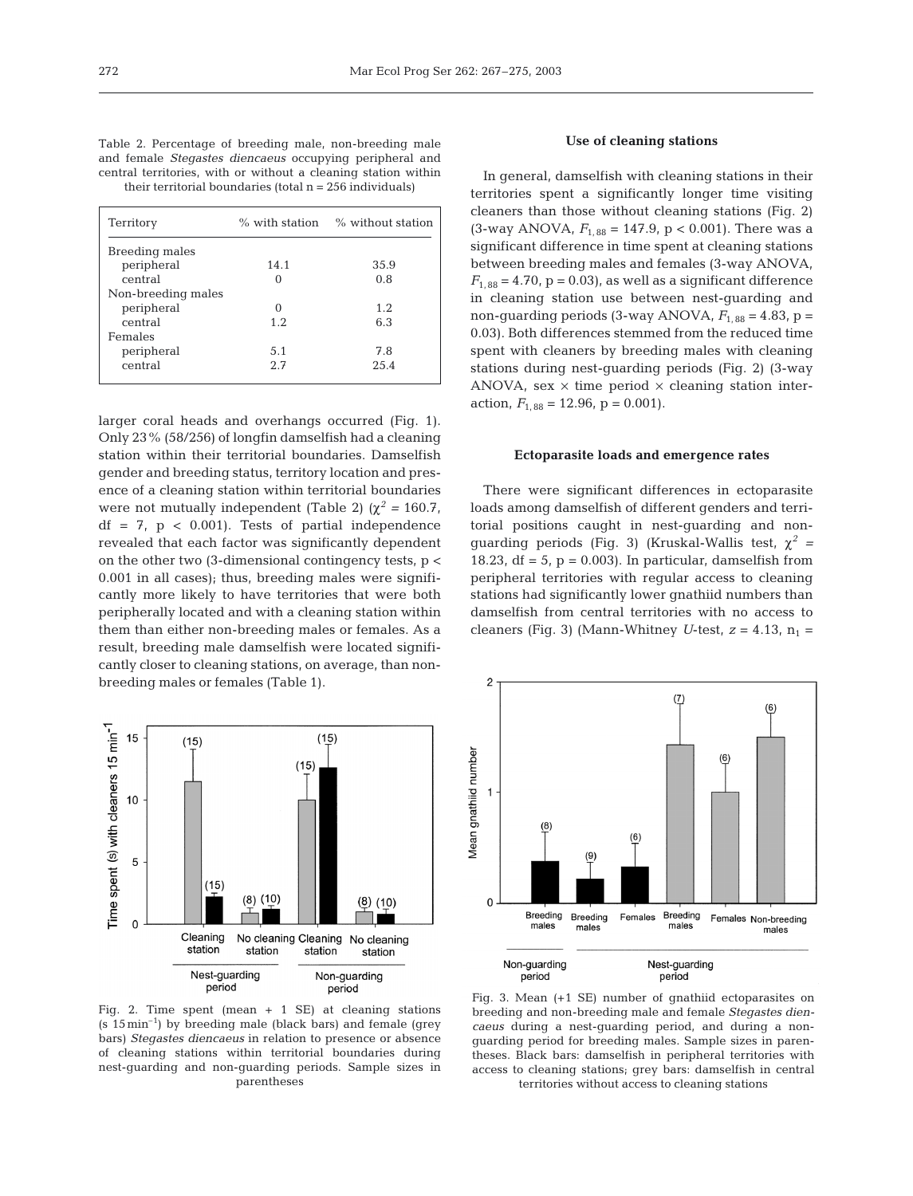Table 2. Percentage of breeding male, non-breeding male and female *Stegastes diencaeus* occupying peripheral and central territories, with or without a cleaning station within their territorial boundaries (total n = 256 individuals)

| Territory | % with station | % without station |
|---|---|---|
| Breeding males | | |
| peripheral | 14.1 | 35.9 |
| central | 0 | 0.8 |
| Non-breeding males | | |
| peripheral | 0 | 1.2 |
| central | 1.2 | 6.3 |
| Females | | |
| peripheral | 5.1 | 7.8 |
| central | 2.7 | 25.4 |

larger coral heads and overhangs occurred (Fig. 1). Only 23% (58/256) of longfin damselfish had a cleaning station within their territorial boundaries. Damselfish gender and breeding status, territory location and presence of a cleaning station within territorial boundaries were not mutually independent (Table 2) ($\chi^2$ = 160.7, df = 7, $p < 0.001$). Tests of partial independence revealed that each factor was significantly dependent on the other two (3-dimensional contingency tests, $p < 0.001$ in all cases); thus, breeding males were significantly more likely to have territories that were both peripherally located and with a cleaning station within them than either non-breeding males or females. As a result, breeding male damselfish were located significantly closer to cleaning stations, on average, than non-breeding males or females (Table 1).

Fig. 2. Time spent (mean + 1 SE) at cleaning stations (s $15\,\text{min}^{-1}$) by breeding male (black bars) and female (grey bars) *Stegastes diencaeus* in relation to presence or absence of cleaning stations within territorial boundaries during nest-guarding and non-guarding periods. Sample sizes in parentheses

### Use of cleaning stations

In general, damselfish with cleaning stations in their territories spent a significantly longer time visiting cleaners than those without cleaning stations (Fig. 2) (3-way ANOVA, $F_{1,88}$ = 147.9, $p < 0.001$). There was a significant difference in time spent at cleaning stations between breeding males and females (3-way ANOVA, $F_{1,88}$ = 4.70, p = 0.03), as well as a significant difference in cleaning station use between nest-guarding and non-guarding periods (3-way ANOVA, $F_{1,88}$ = 4.83, p = 0.03). Both differences stemmed from the reduced time spent with cleaners by breeding males with cleaning stations during nest-guarding periods (Fig. 2) (3-way ANOVA, sex × time period × cleaning station interaction, $F_{1,88}$ = 12.96, p = 0.001).

### Ectoparasite loads and emergence rates

There were significant differences in ectoparasite loads among damselfish of different genders and territorial positions caught in nest-guarding and non-guarding periods (Fig. 3) (Kruskal-Wallis test, $\chi^2$ = 18.23, df = 5, p = 0.003). In particular, damselfish from peripheral territories with regular access to cleaning stations had significantly lower gnathiid numbers than damselfish from central territories with no access to cleaners (Fig. 3) (Mann-Whitney *U*-test, $z$ = 4.13, $n_1$ =

Fig. 3. Mean (+1 SE) number of gnathiid ectoparasites on breeding and non-breeding male and female *Stegastes diencaeus* during a nest-guarding period, and during a non-guarding period for breeding males. Sample sizes in parentheses. Black bars: damselfish in peripheral territories with access to cleaning stations; grey bars: damselfish in central territories without access to cleaning stations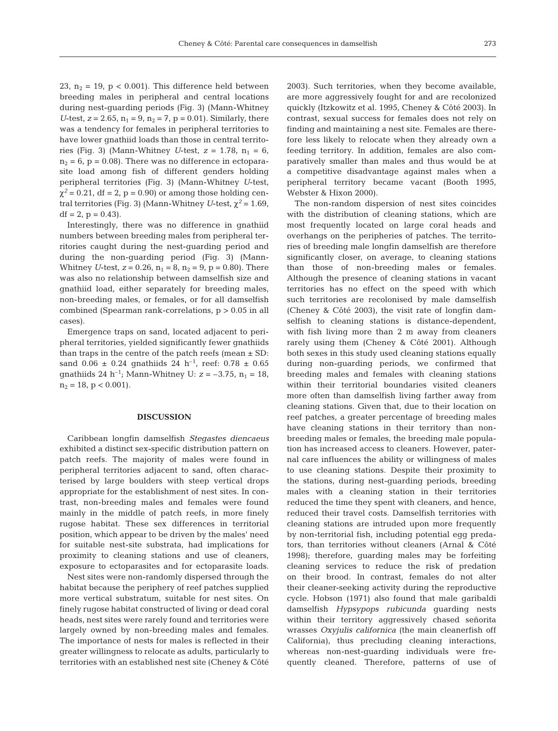23, $n_2$ = 19, $p < 0.001$). This difference held between breeding males in peripheral and central locations during nest-guarding periods (Fig. 3) (Mann-Whitney *U*-test, $z = 2.65$, $n_1 = 9$, $n_2 = 7$, $p = 0.01$). Similarly, there was a tendency for females in peripheral territories to have lower gnathiid loads than those in central territories (Fig. 3) (Mann-Whitney *U*-test, $z = 1.78$, $n_1 = 6$, $n_2 = 6$, $p = 0.08$). There was no difference in ectoparasite load among fish of different genders holding peripheral territories (Fig. 3) (Mann-Whitney *U*-test, $\chi^2 = 0.21$, df = 2, $p = 0.90$) or among those holding central territories (Fig. 3) (Mann-Whitney *U*-test, $\chi^2 = 1.69$, df = 2, $p = 0.43$).

Interestingly, there was no difference in gnathiid numbers between breeding males from peripheral territories caught during the nest-guarding period and during the non-guarding period (Fig. 3) (Mann-Whitney *U*-test, $z = 0.26$, $n_1 = 8$, $n_2 = 9$, $p = 0.80$). There was also no relationship between damselfish size and gnathiid load, either separately for breeding males, non-breeding males, or females, or for all damselfish combined (Spearman rank-correlations, $p > 0.05$ in all cases).

Emergence traps on sand, located adjacent to peripheral territories, yielded significantly fewer gnathiids than traps in the centre of the patch reefs (mean ± SD: sand 0.06 ± 0.24 gnathiids 24 $h^{-1}$, reef: 0.78 ± 0.65 gnathiids 24 $h^{-1}$; Mann-Whitney U: $z = -3.75$, $n_1 = 18$, $n_2 = 18$, $p < 0.001$).

## DISCUSSION

Caribbean longfin damselfish *Stegastes diencaeus* exhibited a distinct sex-specific distribution pattern on patch reefs. The majority of males were found in peripheral territories adjacent to sand, often characterised by large boulders with steep vertical drops appropriate for the establishment of nest sites. In contrast, non-breeding males and females were found mainly in the middle of patch reefs, in more finely rugose habitat. These sex differences in territorial position, which appear to be driven by the males' need for suitable nest-site substrata, had implications for proximity to cleaning stations and use of cleaners, exposure to ectoparasites and for ectoparasite loads.

Nest sites were non-randomly dispersed through the habitat because the periphery of reef patches supplied more vertical substratum, suitable for nest sites. On finely rugose habitat constructed of living or dead coral heads, nest sites were rarely found and territories were largely owned by non-breeding males and females. The importance of nests for males is reflected in their greater willingness to relocate as adults, particularly to territories with an established nest site (Cheney & Côté 2003). Such territories, when they become available, are more aggressively fought for and are recolonized quickly (Itzkowitz et al. 1995, Cheney & Côté 2003). In contrast, sexual success for females does not rely on finding and maintaining a nest site. Females are therefore less likely to relocate when they already own a feeding territory. In addition, females are also comparatively smaller than males and thus would be at a competitive disadvantage against males when a peripheral territory became vacant (Booth 1995, Webster & Hixon 2000).

The non-random dispersion of nest sites coincides with the distribution of cleaning stations, which are most frequently located on large coral heads and overhangs on the peripheries of patches. The territories of breeding male longfin damselfish are therefore significantly closer, on average, to cleaning stations than those of non-breeding males or females. Although the presence of cleaning stations in vacant territories has no effect on the speed with which such territories are recolonised by male damselfish (Cheney & Côté 2003), the visit rate of longfin damselfish to cleaning stations is distance-dependent, with fish living more than 2 m away from cleaners rarely using them (Cheney & Côté 2001). Although both sexes in this study used cleaning stations equally during non-guarding periods, we confirmed that breeding males and females with cleaning stations within their territorial boundaries visited cleaners more often than damselfish living farther away from cleaning stations. Given that, due to their location on reef patches, a greater percentage of breeding males have cleaning stations in their territory than non-breeding males or females, the breeding male population has increased access to cleaners. However, paternal care influences the ability or willingness of males to use cleaning stations. Despite their proximity to the stations, during nest-guarding periods, breeding males with a cleaning station in their territories reduced the time they spent with cleaners, and hence, reduced their travel costs. Damselfish territories with cleaning stations are intruded upon more frequently by non-territorial fish, including potential egg predators, than territories without cleaners (Arnal & Côté 1998); therefore, guarding males may be forfeiting cleaning services to reduce the risk of predation on their brood. In contrast, females do not alter their cleaner-seeking activity during the reproductive cycle. Hobson (1971) also found that male garibaldi damselfish *Hypsypops rubicunda* guarding nests within their territory aggressively chased señorita wrasses *Oxyjulis californica* (the main cleanerfish off California), thus precluding cleaning interactions, whereas non-nest-guarding individuals were frequently cleaned. Therefore, patterns of use of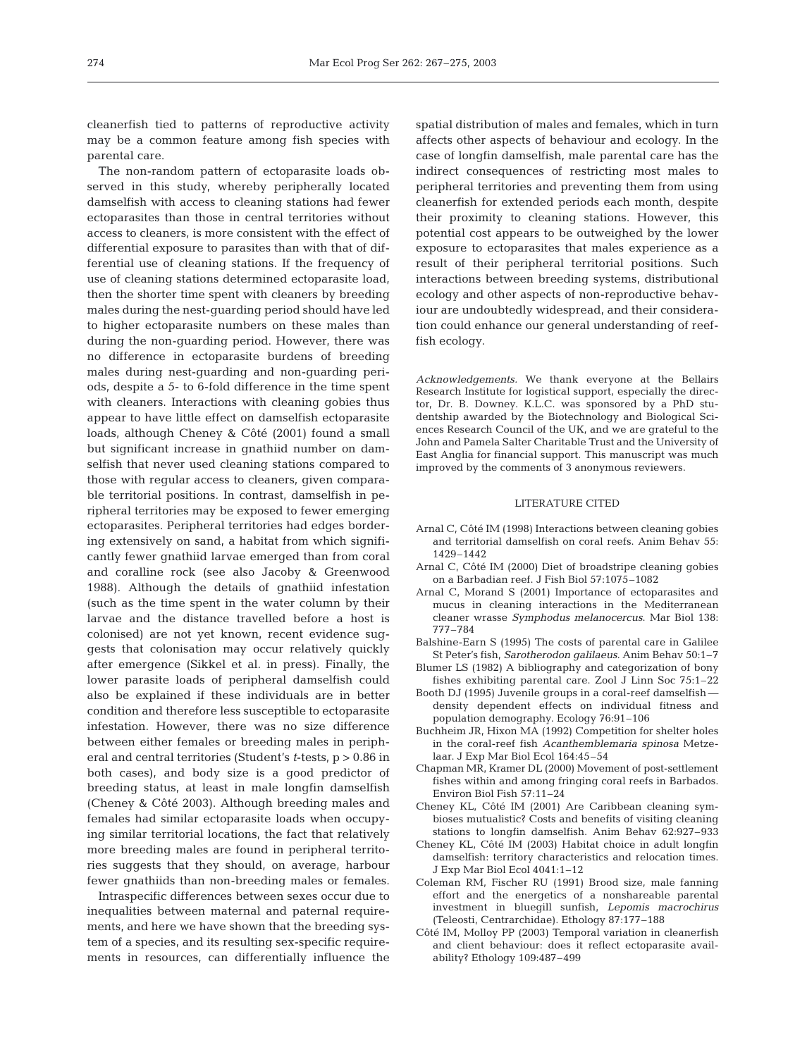cleanerfish tied to patterns of reproductive activity may be a common feature among fish species with parental care.

The non-random pattern of ectoparasite loads observed in this study, whereby peripherally located damselfish with access to cleaning stations had fewer ectoparasites than those in central territories without access to cleaners, is more consistent with the effect of differential exposure to parasites than with that of differential use of cleaning stations. If the frequency of use of cleaning stations determined ectoparasite load, then the shorter time spent with cleaners by breeding males during the nest-guarding period should have led to higher ectoparasite numbers on these males than during the non-guarding period. However, there was no difference in ectoparasite burdens of breeding males during nest-guarding and non-guarding periods, despite a 5- to 6-fold difference in the time spent with cleaners. Interactions with cleaning gobies thus appear to have little effect on damselfish ectoparasite loads, although Cheney & Côté (2001) found a small but significant increase in gnathiid number on damselfish that never used cleaning stations compared to those with regular access to cleaners, given comparable territorial positions. In contrast, damselfish in peripheral territories may be exposed to fewer emerging ectoparasites. Peripheral territories had edges bordering extensively on sand, a habitat from which significantly fewer gnathiid larvae emerged than from coral and coralline rock (see also Jacoby & Greenwood 1988). Although the details of gnathiid infestation (such as the time spent in the water column by their larvae and the distance travelled before a host is colonised) are not yet known, recent evidence suggests that colonisation may occur relatively quickly after emergence (Sikkel et al. in press). Finally, the lower parasite loads of peripheral damselfish could also be explained if these individuals are in better condition and therefore less susceptible to ectoparasite infestation. However, there was no size difference between either females or breeding males in peripheral and central territories (Student's *t*-tests, $p > 0.86$ in both cases), and body size is a good predictor of breeding status, at least in male longfin damselfish (Cheney & Côté 2003). Although breeding males and females had similar ectoparasite loads when occupying similar territorial locations, the fact that relatively more breeding males are found in peripheral territories suggests that they should, on average, harbour fewer gnathiids than non-breeding males or females.

Intraspecific differences between sexes occur due to inequalities between maternal and paternal requirements, and here we have shown that the breeding system of a species, and its resulting sex-specific requirements in resources, can differentially influence the spatial distribution of males and females, which in turn affects other aspects of behaviour and ecology. In the case of longfin damselfish, male parental care has the indirect consequences of restricting most males to peripheral territories and preventing them from using cleanerfish for extended periods each month, despite their proximity to cleaning stations. However, this potential cost appears to be outweighed by the lower exposure to ectoparasites that males experience as a result of their peripheral territorial positions. Such interactions between breeding systems, distributional ecology and other aspects of non-reproductive behaviour are undoubtedly widespread, and their consideration could enhance our general understanding of reef-fish ecology.

*Acknowledgements.* We thank everyone at the Bellairs Research Institute for logistical support, especially the director, Dr. B. Downey. K.L.C. was sponsored by a PhD studentship awarded by the Biotechnology and Biological Sciences Research Council of the UK, and we are grateful to the John and Pamela Salter Charitable Trust and the University of East Anglia for financial support. This manuscript was much improved by the comments of 3 anonymous reviewers.

## LITERATURE CITED

- Arnal C, Côté IM (1998) Interactions between cleaning gobies and territorial damselfish on coral reefs. Anim Behav 55: 1429–1442
- Arnal C, Côté IM (2000) Diet of broadstripe cleaning gobies on a Barbadian reef. J Fish Biol 57:1075–1082
- Arnal C, Morand S (2001) Importance of ectoparasites and mucus in cleaning interactions in the Mediterranean cleaner wrasse *Symphodus melanocercus*. Mar Biol 138: 777–784
- Balshine-Earn S (1995) The costs of parental care in Galilee St Peter's fish, *Sarotherodon galilaeus*. Anim Behav 50:1–7
- Blumer LS (1982) A bibliography and categorization of bony fishes exhibiting parental care. Zool J Linn Soc 75:1–22
- Booth DJ (1995) Juvenile groups in a coral-reef damselfish — density dependent effects on individual fitness and population demography. Ecology 76:91–106
- Buchheim JR, Hixon MA (1992) Competition for shelter holes in the coral-reef fish *Acanthemblemaria spinosa* Metzelaar. J Exp Mar Biol Ecol 164:45–54
- Chapman MR, Kramer DL (2000) Movement of post-settlement fishes within and among fringing coral reefs in Barbados. Environ Biol Fish 57:11–24
- Cheney KL, Côté IM (2001) Are Caribbean cleaning symbioses mutualistic? Costs and benefits of visiting cleaning stations to longfin damselfish. Anim Behav 62:927–933
- Cheney KL, Côté IM (2003) Habitat choice in adult longfin damselfish: territory characteristics and relocation times. J Exp Mar Biol Ecol 4041:1–12
- Coleman RM, Fischer RU (1991) Brood size, male fanning effort and the energetics of a nonshareable parental investment in bluegill sunfish, *Lepomis macrochirus* (Teleosti, Centrarchidae). Ethology 87:177–188
- Côté IM, Molloy PP (2003) Temporal variation in cleanerfish and client behaviour: does it reflect ectoparasite availability? Ethology 109:487–499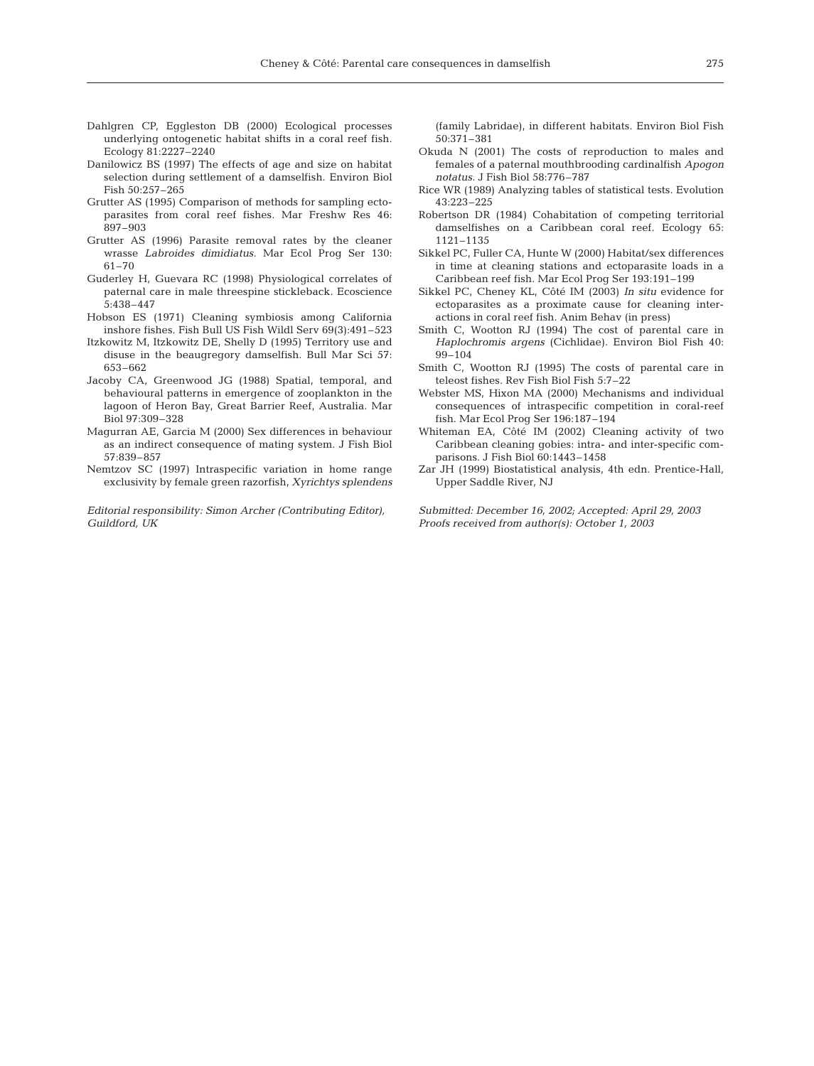Dahlgren CP, Eggleston DB (2000) Ecological processes underlying ontogenetic habitat shifts in a coral reef fish. Ecology 81:2227–2240

Danilowicz BS (1997) The effects of age and size on habitat selection during settlement of a damselfish. Environ Biol Fish 50:257–265

Grutter AS (1995) Comparison of methods for sampling ectoparasites from coral reef fishes. Mar Freshw Res 46: 897–903

Grutter AS (1996) Parasite removal rates by the cleaner wrasse *Labroides dimidiatus*. Mar Ecol Prog Ser 130: 61–70

Guderley H, Guevara RC (1998) Physiological correlates of paternal care in male threespine stickleback. Ecoscience 5:438–447

Hobson ES (1971) Cleaning symbiosis among California inshore fishes. Fish Bull US Fish Wildl Serv 69(3):491–523

Itzkowitz M, Itzkowitz DE, Shelly D (1995) Territory use and disuse in the beaugregory damselfish. Bull Mar Sci 57: 653–662

Jacoby CA, Greenwood JG (1988) Spatial, temporal, and behavioural patterns in emergence of zooplankton in the lagoon of Heron Bay, Great Barrier Reef, Australia. Mar Biol 97:309–328

Magurran AE, Garcia M (2000) Sex differences in behaviour as an indirect consequence of mating system. J Fish Biol 57:839–857

Nemtzov SC (1997) Intraspecific variation in home range exclusivity by female green razorfish, *Xyrichtys splendens* (family Labridae), in different habitats. Environ Biol Fish 50:371–381

Okuda N (2001) The costs of reproduction to males and females of a paternal mouthbrooding cardinalfish *Apogon notatus*. J Fish Biol 58:776–787

Rice WR (1989) Analyzing tables of statistical tests. Evolution 43:223–225

Robertson DR (1984) Cohabitation of competing territorial damselfishes on a Caribbean coral reef. Ecology 65: 1121–1135

Sikkel PC, Fuller CA, Hunte W (2000) Habitat/sex differences in time at cleaning stations and ectoparasite loads in a Caribbean reef fish. Mar Ecol Prog Ser 193:191–199

Sikkel PC, Cheney KL, Côté IM (2003) *In situ* evidence for ectoparasites as a proximate cause for cleaning interactions in coral reef fish. Anim Behav (in press)

Smith C, Wootton RJ (1994) The cost of parental care in *Haplochromis argens* (Cichlidae). Environ Biol Fish 40: 99–104

Smith C, Wootton RJ (1995) The costs of parental care in teleost fishes. Rev Fish Biol Fish 5:7–22

Webster MS, Hixon MA (2000) Mechanisms and individual consequences of intraspecific competition in coral-reef fish. Mar Ecol Prog Ser 196:187–194

Whiteman EA, Côté IM (2002) Cleaning activity of two Caribbean cleaning gobies: intra- and inter-specific comparisons. J Fish Biol 60:1443–1458

Zar JH (1999) Biostatistical analysis, 4th edn. Prentice-Hall, Upper Saddle River, NJ

*Editorial responsibility: Simon Archer (Contributing Editor), Guildford, UK*

*Submitted: December 16, 2002; Accepted: April 29, 2003*
*Proofs received from author(s): October 1, 2003*